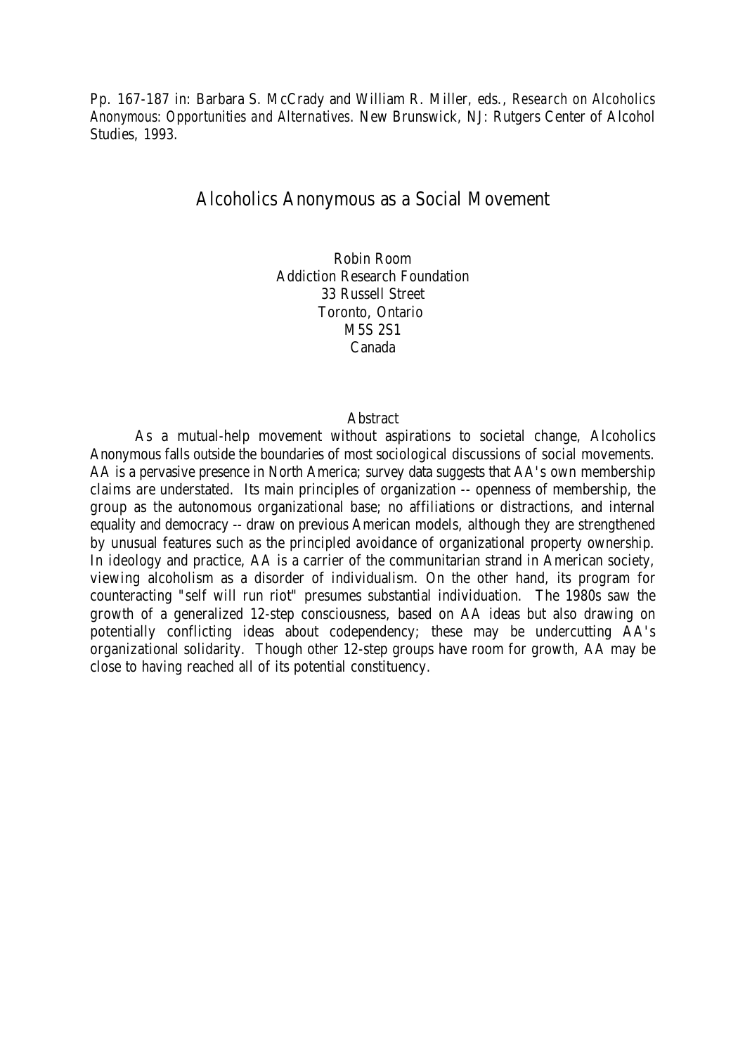Pp. 167-187 in: Barbara S. McCrady and William R. Miller, eds., *Research on Alcoholics Anonymous: Opportunities and Alternatives.* New Brunswick, NJ: Rutgers Center of Alcohol Studies, 1993.

# Alcoholics Anonymous as a Social Movement

Robin Room
Addiction Research Foundation
33 Russell Street
Toronto, Ontario
M5S 2S1
Canada

## Abstract

As a mutual-help movement without aspirations to societal change, Alcoholics Anonymous falls outside the boundaries of most sociological discussions of social movements. AA is a pervasive presence in North America; survey data suggests that AA's own membership claims are understated. Its main principles of organization -- openness of membership, the group as the autonomous organizational base; no affiliations or distractions, and internal equality and democracy -- draw on previous American models, although they are strengthened by unusual features such as the principled avoidance of organizational property ownership. In ideology and practice, AA is a carrier of the communitarian strand in American society, viewing alcoholism as a disorder of individualism. On the other hand, its program for counteracting "self will run riot" presumes substantial individuation. The 1980s saw the growth of a generalized 12-step consciousness, based on AA ideas but also drawing on potentially conflicting ideas about codependency; these may be undercutting AA's organizational solidarity. Though other 12-step groups have room for growth, AA may be close to having reached all of its potential constituency.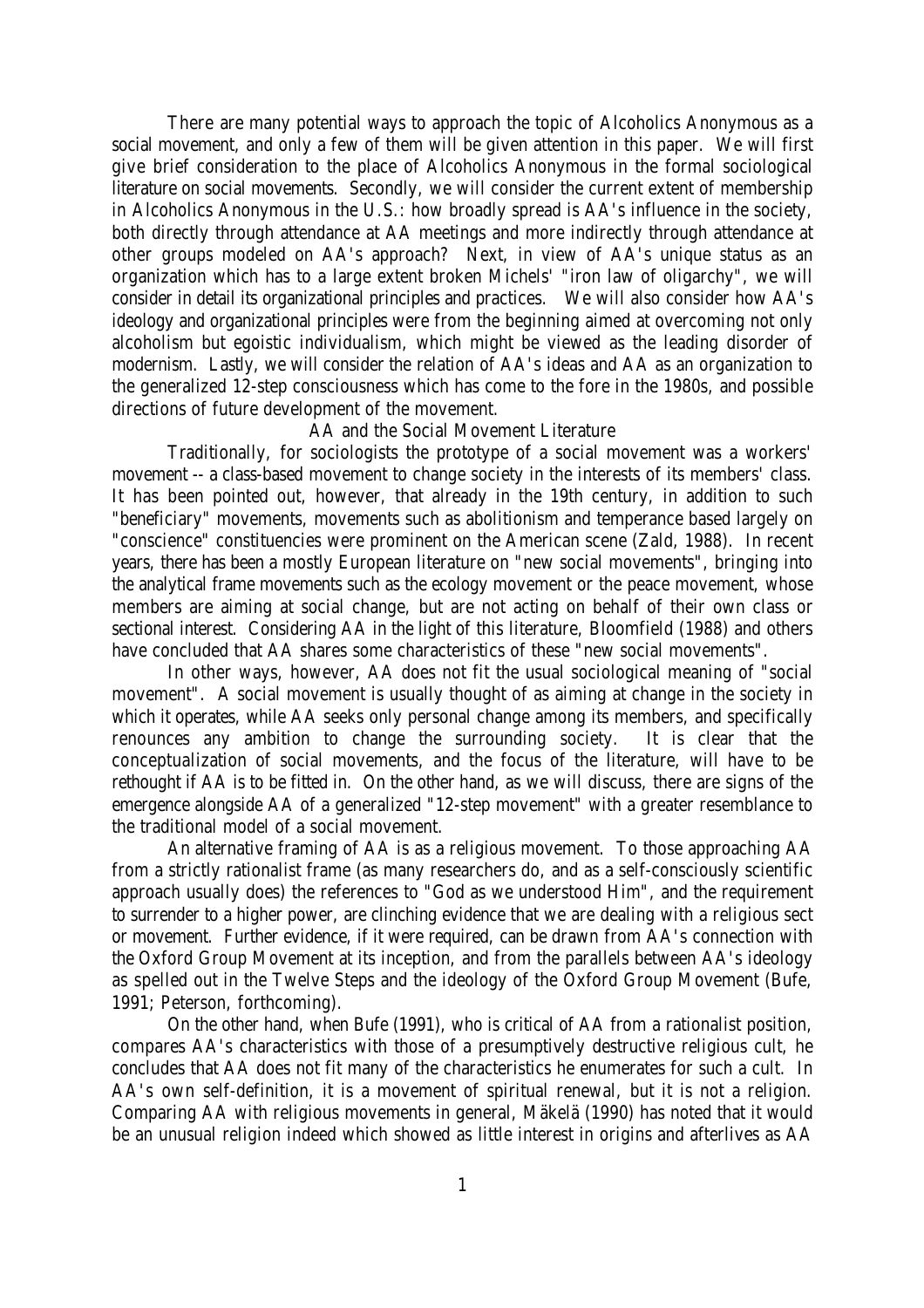There are many potential ways to approach the topic of Alcoholics Anonymous as a social movement, and only a few of them will be given attention in this paper. We will first give brief consideration to the place of Alcoholics Anonymous in the formal sociological literature on social movements. Secondly, we will consider the current extent of membership in Alcoholics Anonymous in the U.S.: how broadly spread is AA's influence in the society, both directly through attendance at AA meetings and more indirectly through attendance at other groups modeled on AA's approach? Next, in view of AA's unique status as an organization which has to a large extent broken Michels' "iron law of oligarchy", we will consider in detail its organizational principles and practices. We will also consider how AA's ideology and organizational principles were from the beginning aimed at overcoming not only alcoholism but egoistic individualism, which might be viewed as the leading disorder of modernism. Lastly, we will consider the relation of AA's ideas and AA as an organization to the generalized 12-step consciousness which has come to the fore in the 1980s, and possible directions of future development of the movement.

## AA and the Social Movement Literature

Traditionally, for sociologists the prototype of a social movement was a workers' movement -- a class-based movement to change society in the interests of its members' class. It has been pointed out, however, that already in the 19th century, in addition to such "beneficiary" movements, movements such as abolitionism and temperance based largely on "conscience" constituencies were prominent on the American scene (Zald, 1988). In recent years, there has been a mostly European literature on "new social movements", bringing into the analytical frame movements such as the ecology movement or the peace movement, whose members are aiming at social change, but are not acting on behalf of their own class or sectional interest. Considering AA in the light of this literature, Bloomfield (1988) and others have concluded that AA shares some characteristics of these "new social movements".

In other ways, however, AA does not fit the usual sociological meaning of "social movement". A social movement is usually thought of as aiming at change in the society in which it operates, while AA seeks only personal change among its members, and specifically renounces any ambition to change the surrounding society. It is clear that the conceptualization of social movements, and the focus of the literature, will have to be rethought if AA is to be fitted in. On the other hand, as we will discuss, there are signs of the emergence alongside AA of a generalized "12-step movement" with a greater resemblance to the traditional model of a social movement.

An alternative framing of AA is as a religious movement. To those approaching AA from a strictly rationalist frame (as many researchers do, and as a self-consciously scientific approach usually does) the references to "God as we understood Him", and the requirement to surrender to a higher power, are clinching evidence that we are dealing with a religious sect or movement. Further evidence, if it were required, can be drawn from AA's connection with the Oxford Group Movement at its inception, and from the parallels between AA's ideology as spelled out in the Twelve Steps and the ideology of the Oxford Group Movement (Bufe, 1991; Peterson, forthcoming).

On the other hand, when Bufe (1991), who is critical of AA from a rationalist position, compares AA's characteristics with those of a presumptively destructive religious cult, he concludes that AA does not fit many of the characteristics he enumerates for such a cult. In AA's own self-definition, it is a movement of spiritual renewal, but it is not a religion. Comparing AA with religious movements in general, Mäkelä (1990) has noted that it would be an unusual religion indeed which showed as little interest in origins and afterlives as AA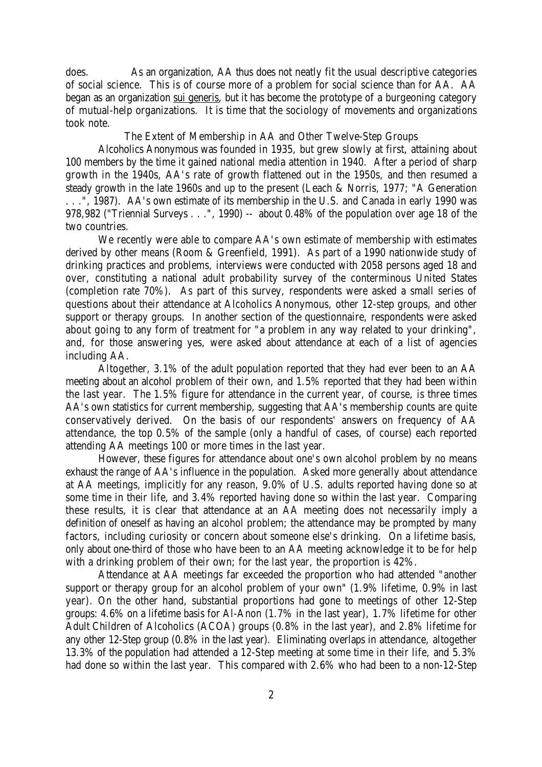does. As an organization, AA thus does not neatly fit the usual descriptive categories of social science. This is of course more of a problem for social science than for AA. AA began as an organization sui generis, but it has become the prototype of a burgeoning category of mutual-help organizations. It is time that the sociology of movements and organizations took note.

## The Extent of Membership in AA and Other Twelve-Step Groups

Alcoholics Anonymous was founded in 1935, but grew slowly at first, attaining about 100 members by the time it gained national media attention in 1940. After a period of sharp growth in the 1940s, AA's rate of growth flattened out in the 1950s, and then resumed a steady growth in the late 1960s and up to the present (Leach & Norris, 1977; "A Generation . . .", 1987). AA's own estimate of its membership in the U.S. and Canada in early 1990 was 978,982 ("Triennial Surveys . . .", 1990) -- about 0.48% of the population over age 18 of the two countries.

We recently were able to compare AA's own estimate of membership with estimates derived by other means (Room & Greenfield, 1991). As part of a 1990 nationwide study of drinking practices and problems, interviews were conducted with 2058 persons aged 18 and over, constituting a national adult probability survey of the conterminous United States (completion rate 70%). As part of this survey, respondents were asked a small series of questions about their attendance at Alcoholics Anonymous, other 12-step groups, and other support or therapy groups. In another section of the questionnaire, respondents were asked about going to any form of treatment for "a problem in any way related to your drinking", and, for those answering yes, were asked about attendance at each of a list of agencies including AA.

Altogether, 3.1% of the adult population reported that they had ever been to an AA meeting about an alcohol problem of their own, and 1.5% reported that they had been within the last year. The 1.5% figure for attendance in the current year, of course, is three times AA's own statistics for current membership, suggesting that AA's membership counts are quite conservatively derived. On the basis of our respondents' answers on frequency of AA attendance, the top 0.5% of the sample (only a handful of cases, of course) each reported attending AA meetings 100 or more times in the last year.

However, these figures for attendance about one's own alcohol problem by no means exhaust the range of AA's influence in the population. Asked more generally about attendance at AA meetings, implicitly for any reason, 9.0% of U.S. adults reported having done so at some time in their life, and 3.4% reported having done so within the last year. Comparing these results, it is clear that attendance at an AA meeting does not necessarily imply a definition of oneself as having an alcohol problem; the attendance may be prompted by many factors, including curiosity or concern about someone else's drinking. On a lifetime basis, only about one-third of those who have been to an AA meeting acknowledge it to be for help with a drinking problem of their own; for the last year, the proportion is 42%.

Attendance at AA meetings far exceeded the proportion who had attended "another support or therapy group for an alcohol problem of your own" (1.9% lifetime, 0.9% in last year). On the other hand, substantial proportions had gone to meetings of other 12-Step groups: 4.6% on a lifetime basis for Al-Anon (1.7% in the last year), 1.7% lifetime for other Adult Children of Alcoholics (ACOA) groups (0.8% in the last year), and 2.8% lifetime for any other 12-Step group (0.8% in the last year). Eliminating overlaps in attendance, altogether 13.3% of the population had attended a 12-Step meeting at some time in their life, and 5.3% had done so within the last year. This compared with 2.6% who had been to a non-12-Step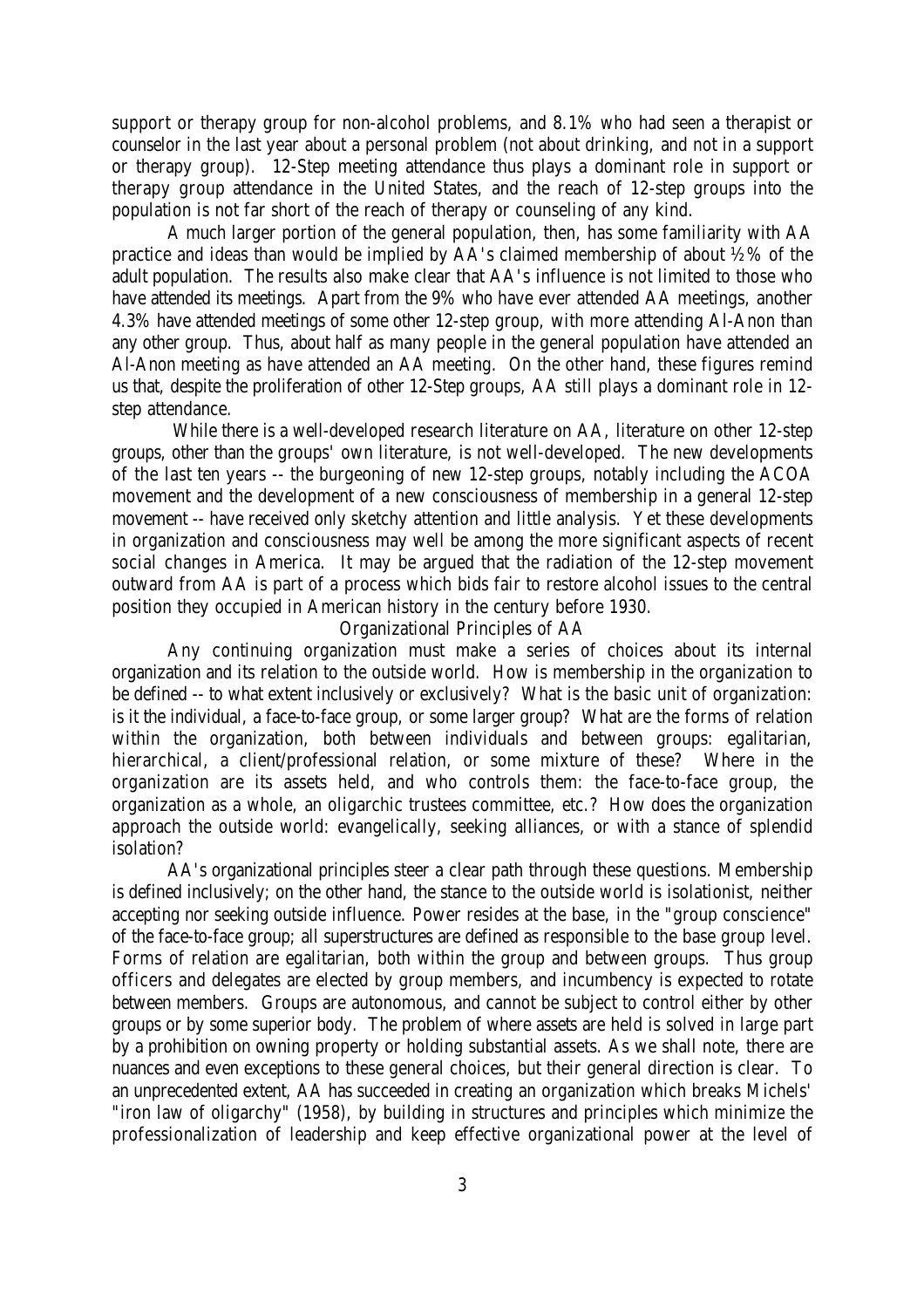support or therapy group for non-alcohol problems, and 8.1% who had seen a therapist or counselor in the last year about a personal problem (not about drinking, and not in a support or therapy group). 12-Step meeting attendance thus plays a dominant role in support or therapy group attendance in the United States, and the reach of 12-step groups into the population is not far short of the reach of therapy or counseling of any kind.

A much larger portion of the general population, then, has some familiarity with AA practice and ideas than would be implied by AA's claimed membership of about ½% of the adult population. The results also make clear that AA's influence is not limited to those who have attended its meetings. Apart from the 9% who have ever attended AA meetings, another 4.3% have attended meetings of some other 12-step group, with more attending Al-Anon than any other group. Thus, about half as many people in the general population have attended an Al-Anon meeting as have attended an AA meeting. On the other hand, these figures remind us that, despite the proliferation of other 12-Step groups, AA still plays a dominant role in 12-step attendance.

While there is a well-developed research literature on AA, literature on other 12-step groups, other than the groups' own literature, is not well-developed. The new developments of the last ten years -- the burgeoning of new 12-step groups, notably including the ACOA movement and the development of a new consciousness of membership in a general 12-step movement -- have received only sketchy attention and little analysis. Yet these developments in organization and consciousness may well be among the more significant aspects of recent social changes in America. It may be argued that the radiation of the 12-step movement outward from AA is part of a process which bids fair to restore alcohol issues to the central position they occupied in American history in the century before 1930.

## Organizational Principles of AA

Any continuing organization must make a series of choices about its internal organization and its relation to the outside world. How is membership in the organization to be defined -- to what extent inclusively or exclusively? What is the basic unit of organization: is it the individual, a face-to-face group, or some larger group? What are the forms of relation within the organization, both between individuals and between groups: egalitarian, hierarchical, a client/professional relation, or some mixture of these? Where in the organization are its assets held, and who controls them: the face-to-face group, the organization as a whole, an oligarchic trustees committee, etc.? How does the organization approach the outside world: evangelically, seeking alliances, or with a stance of splendid isolation?

AA's organizational principles steer a clear path through these questions. Membership is defined inclusively; on the other hand, the stance to the outside world is isolationist, neither accepting nor seeking outside influence. Power resides at the base, in the "group conscience" of the face-to-face group; all superstructures are defined as responsible to the base group level. Forms of relation are egalitarian, both within the group and between groups. Thus group officers and delegates are elected by group members, and incumbency is expected to rotate between members. Groups are autonomous, and cannot be subject to control either by other groups or by some superior body. The problem of where assets are held is solved in large part by a prohibition on owning property or holding substantial assets. As we shall note, there are nuances and even exceptions to these general choices, but their general direction is clear. To an unprecedented extent, AA has succeeded in creating an organization which breaks Michels' "iron law of oligarchy" (1958), by building in structures and principles which minimize the professionalization of leadership and keep effective organizational power at the level of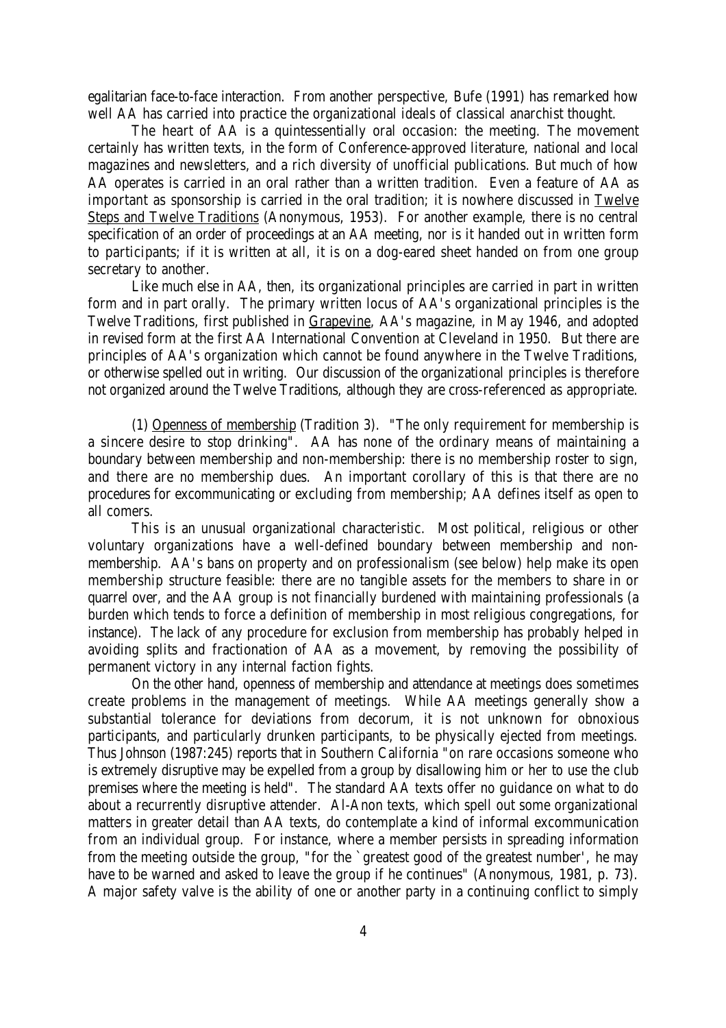egalitarian face-to-face interaction. From another perspective, Bufe (1991) has remarked how well AA has carried into practice the organizational ideals of classical anarchist thought.

The heart of AA is a quintessentially oral occasion: the meeting. The movement certainly has written texts, in the form of Conference-approved literature, national and local magazines and newsletters, and a rich diversity of unofficial publications. But much of how AA operates is carried in an oral rather than a written tradition. Even a feature of AA as important as sponsorship is carried in the oral tradition; it is nowhere discussed in Twelve Steps and Twelve Traditions (Anonymous, 1953). For another example, there is no central specification of an order of proceedings at an AA meeting, nor is it handed out in written form to participants; if it is written at all, it is on a dog-eared sheet handed on from one group secretary to another.

Like much else in AA, then, its organizational principles are carried in part in written form and in part orally. The primary written locus of AA's organizational principles is the Twelve Traditions, first published in Grapevine, AA's magazine, in May 1946, and adopted in revised form at the first AA International Convention at Cleveland in 1950. But there are principles of AA's organization which cannot be found anywhere in the Twelve Traditions, or otherwise spelled out in writing. Our discussion of the organizational principles is therefore not organized around the Twelve Traditions, although they are cross-referenced as appropriate.

(1) Openness of membership (Tradition 3). "The only requirement for membership is a sincere desire to stop drinking". AA has none of the ordinary means of maintaining a boundary between membership and non-membership: there is no membership roster to sign, and there are no membership dues. An important corollary of this is that there are no procedures for excommunicating or excluding from membership; AA defines itself as open to all comers.

This is an unusual organizational characteristic. Most political, religious or other voluntary organizations have a well-defined boundary between membership and non-membership. AA's bans on property and on professionalism (see below) help make its open membership structure feasible: there are no tangible assets for the members to share in or quarrel over, and the AA group is not financially burdened with maintaining professionals (a burden which tends to force a definition of membership in most religious congregations, for instance). The lack of any procedure for exclusion from membership has probably helped in avoiding splits and fractionation of AA as a movement, by removing the possibility of permanent victory in any internal faction fights.

On the other hand, openness of membership and attendance at meetings does sometimes create problems in the management of meetings. While AA meetings generally show a substantial tolerance for deviations from decorum, it is not unknown for obnoxious participants, and particularly drunken participants, to be physically ejected from meetings. Thus Johnson (1987:245) reports that in Southern California "on rare occasions someone who is extremely disruptive may be expelled from a group by disallowing him or her to use the club premises where the meeting is held". The standard AA texts offer no guidance on what to do about a recurrently disruptive attender. Al-Anon texts, which spell out some organizational matters in greater detail than AA texts, do contemplate a kind of informal excommunication from an individual group. For instance, where a member persists in spreading information from the meeting outside the group, "for the `greatest good of the greatest number', he may have to be warned and asked to leave the group if he continues" (Anonymous, 1981, p. 73). A major safety valve is the ability of one or another party in a continuing conflict to simply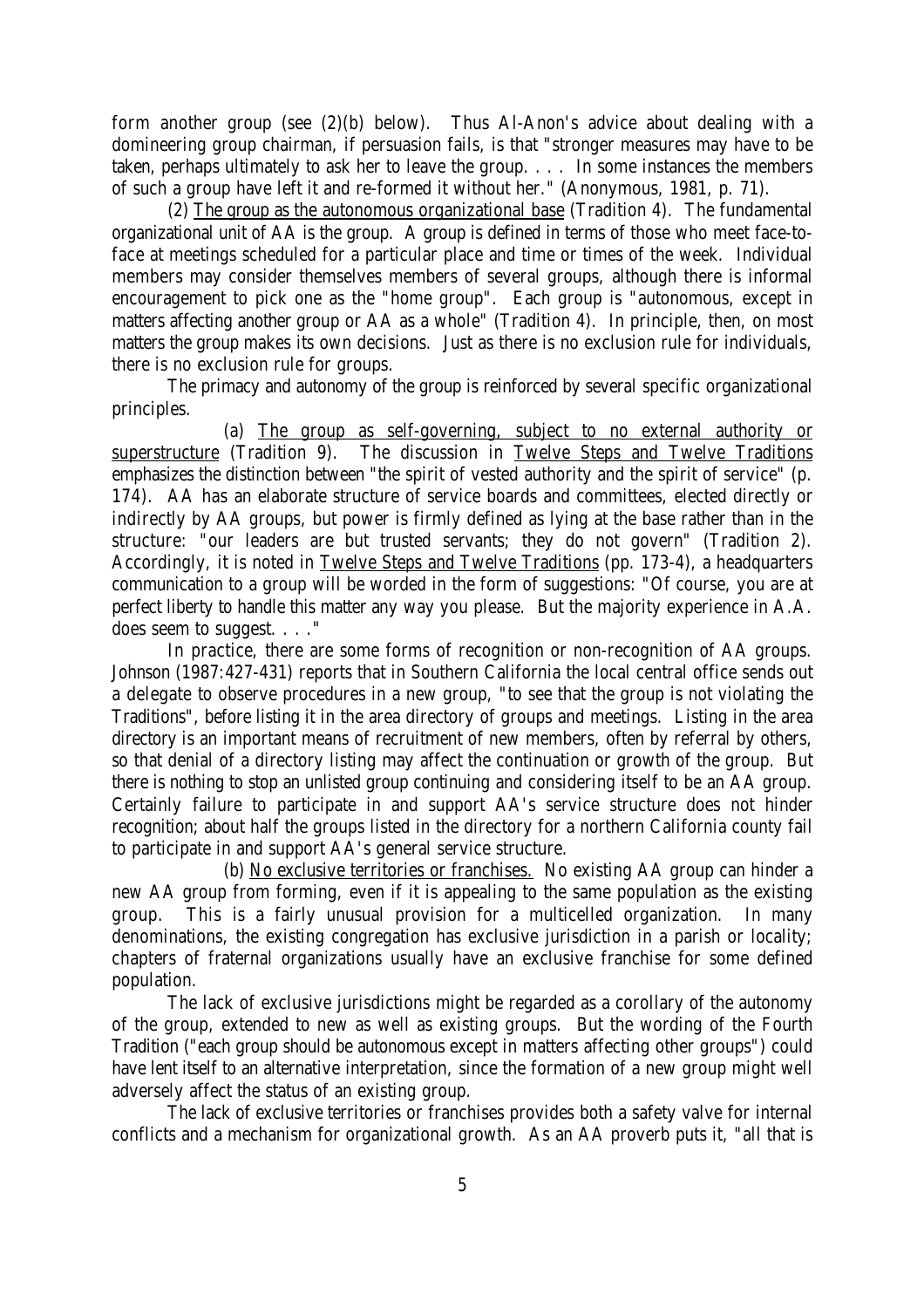form another group (see (2)(b) below). Thus Al-Anon's advice about dealing with a domineering group chairman, if persuasion fails, is that "stronger measures may have to be taken, perhaps ultimately to ask her to leave the group. . . . In some instances the members of such a group have left it and re-formed it without her." (Anonymous, 1981, p. 71).

(2) <u>The group as the autonomous organizational base</u> (Tradition 4). The fundamental organizational unit of AA is the group. A group is defined in terms of those who meet face-to-face at meetings scheduled for a particular place and time or times of the week. Individual members may consider themselves members of several groups, although there is informal encouragement to pick one as the "home group". Each group is "autonomous, except in matters affecting another group or AA as a whole" (Tradition 4). In principle, then, on most matters the group makes its own decisions. Just as there is no exclusion rule for individuals, there is no exclusion rule for groups.

The primacy and autonomy of the group is reinforced by several specific organizational principles.

(a) <u>The group as self-governing, subject to no external authority or superstructure</u> (Tradition 9). The discussion in <u>Twelve Steps and Twelve Traditions</u> emphasizes the distinction between "the spirit of vested authority and the spirit of service" (p. 174). AA has an elaborate structure of service boards and committees, elected directly or indirectly by AA groups, but power is firmly defined as lying at the base rather than in the structure: "our leaders are but trusted servants; they do not govern" (Tradition 2). Accordingly, it is noted in <u>Twelve Steps and Twelve Traditions</u> (pp. 173-4), a headquarters communication to a group will be worded in the form of suggestions: "Of course, you are at perfect liberty to handle this matter any way you please. But the majority experience in A.A. does seem to suggest. . . ."

In practice, there are some forms of recognition or non-recognition of AA groups. Johnson (1987:427-431) reports that in Southern California the local central office sends out a delegate to observe procedures in a new group, "to see that the group is not violating the Traditions", before listing it in the area directory of groups and meetings. Listing in the area directory is an important means of recruitment of new members, often by referral by others, so that denial of a directory listing may affect the continuation or growth of the group. But there is nothing to stop an unlisted group continuing and considering itself to be an AA group. Certainly failure to participate in and support AA's service structure does not hinder recognition; about half the groups listed in the directory for a northern California county fail to participate in and support AA's general service structure.

(b) <u>No exclusive territories or franchises.</u> No existing AA group can hinder a new AA group from forming, even if it is appealing to the same population as the existing group. This is a fairly unusual provision for a multicelled organization. In many denominations, the existing congregation has exclusive jurisdiction in a parish or locality; chapters of fraternal organizations usually have an exclusive franchise for some defined population.

The lack of exclusive jurisdictions might be regarded as a corollary of the autonomy of the group, extended to new as well as existing groups. But the wording of the Fourth Tradition ("each group should be autonomous except in matters affecting other groups") could have lent itself to an alternative interpretation, since the formation of a new group might well adversely affect the status of an existing group.

The lack of exclusive territories or franchises provides both a safety valve for internal conflicts and a mechanism for organizational growth. As an AA proverb puts it, "all that is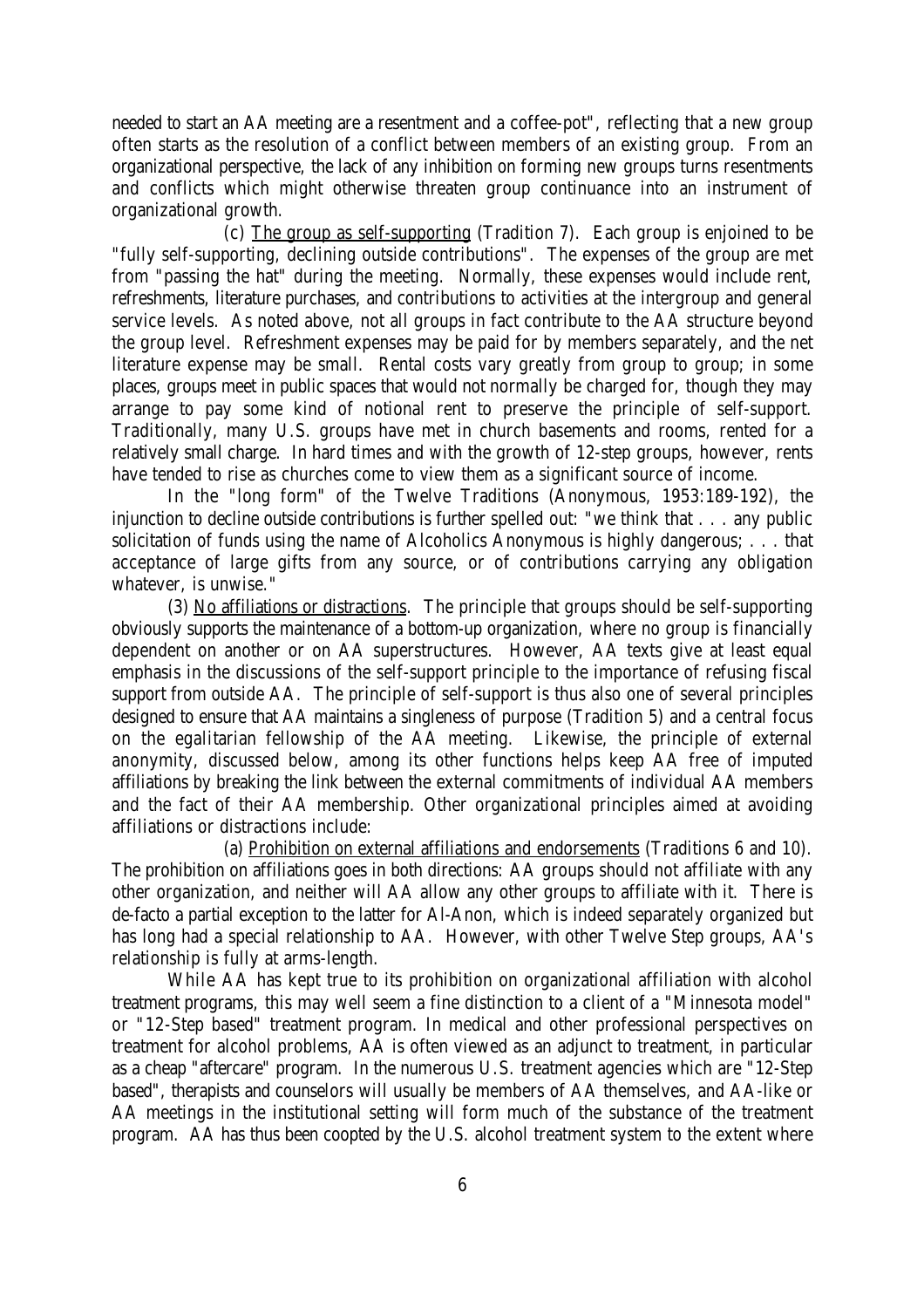needed to start an AA meeting are a resentment and a coffee-pot", reflecting that a new group often starts as the resolution of a conflict between members of an existing group. From an organizational perspective, the lack of any inhibition on forming new groups turns resentments and conflicts which might otherwise threaten group continuance into an instrument of organizational growth.

(c) The group as self-supporting (Tradition 7). Each group is enjoined to be "fully self-supporting, declining outside contributions". The expenses of the group are met from "passing the hat" during the meeting. Normally, these expenses would include rent, refreshments, literature purchases, and contributions to activities at the intergroup and general service levels. As noted above, not all groups in fact contribute to the AA structure beyond the group level. Refreshment expenses may be paid for by members separately, and the net literature expense may be small. Rental costs vary greatly from group to group; in some places, groups meet in public spaces that would not normally be charged for, though they may arrange to pay some kind of notional rent to preserve the principle of self-support. Traditionally, many U.S. groups have met in church basements and rooms, rented for a relatively small charge. In hard times and with the growth of 12-step groups, however, rents have tended to rise as churches come to view them as a significant source of income.

In the "long form" of the Twelve Traditions (Anonymous, 1953:189-192), the injunction to decline outside contributions is further spelled out: "we think that . . . any public solicitation of funds using the name of Alcoholics Anonymous is highly dangerous; . . . that acceptance of large gifts from any source, or of contributions carrying any obligation whatever, is unwise."

(3) No affiliations or distractions. The principle that groups should be self-supporting obviously supports the maintenance of a bottom-up organization, where no group is financially dependent on another or on AA superstructures. However, AA texts give at least equal emphasis in the discussions of the self-support principle to the importance of refusing fiscal support from outside AA. The principle of self-support is thus also one of several principles designed to ensure that AA maintains a singleness of purpose (Tradition 5) and a central focus on the egalitarian fellowship of the AA meeting. Likewise, the principle of external anonymity, discussed below, among its other functions helps keep AA free of imputed affiliations by breaking the link between the external commitments of individual AA members and the fact of their AA membership. Other organizational principles aimed at avoiding affiliations or distractions include:

(a) Prohibition on external affiliations and endorsements (Traditions 6 and 10). The prohibition on affiliations goes in both directions: AA groups should not affiliate with any other organization, and neither will AA allow any other groups to affiliate with it. There is de-facto a partial exception to the latter for Al-Anon, which is indeed separately organized but has long had a special relationship to AA. However, with other Twelve Step groups, AA's relationship is fully at arms-length.

While AA has kept true to its prohibition on organizational affiliation with alcohol treatment programs, this may well seem a fine distinction to a client of a "Minnesota model" or "12-Step based" treatment program. In medical and other professional perspectives on treatment for alcohol problems, AA is often viewed as an adjunct to treatment, in particular as a cheap "aftercare" program. In the numerous U.S. treatment agencies which are "12-Step based", therapists and counselors will usually be members of AA themselves, and AA-like or AA meetings in the institutional setting will form much of the substance of the treatment program. AA has thus been coopted by the U.S. alcohol treatment system to the extent where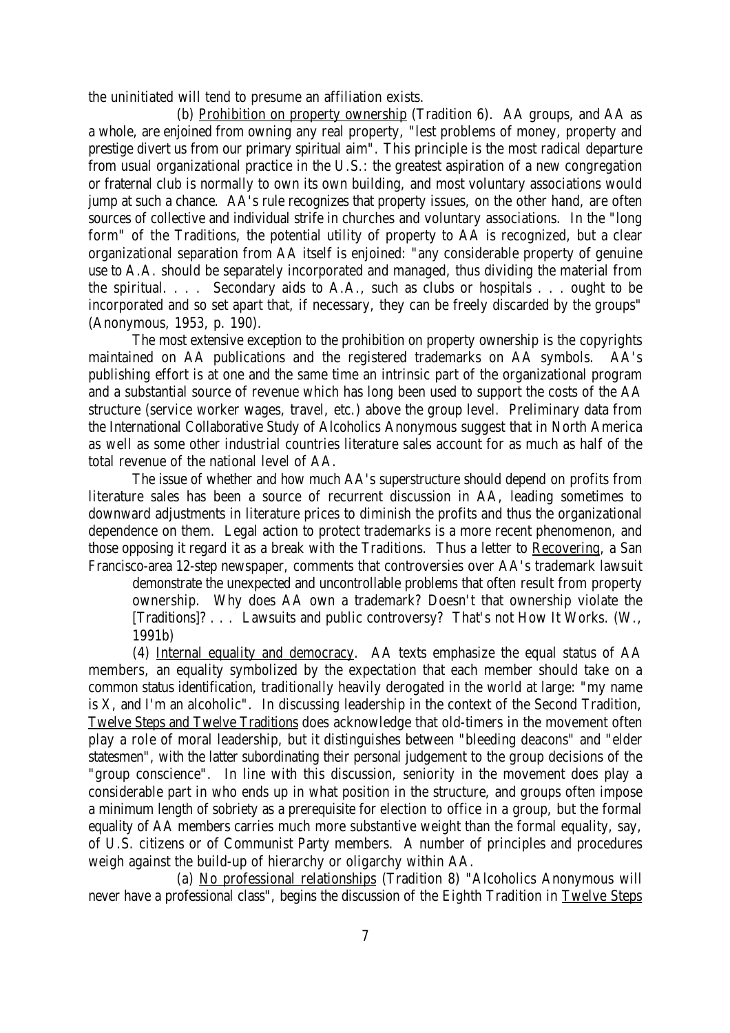the uninitiated will tend to presume an affiliation exists.

(b) Prohibition on property ownership (Tradition 6). AA groups, and AA as a whole, are enjoined from owning any real property, "lest problems of money, property and prestige divert us from our primary spiritual aim". This principle is the most radical departure from usual organizational practice in the U.S.: the greatest aspiration of a new congregation or fraternal club is normally to own its own building, and most voluntary associations would jump at such a chance. AA's rule recognizes that property issues, on the other hand, are often sources of collective and individual strife in churches and voluntary associations. In the "long form" of the Traditions, the potential utility of property to AA is recognized, but a clear organizational separation from AA itself is enjoined: "any considerable property of genuine use to A.A. should be separately incorporated and managed, thus dividing the material from the spiritual. . . . Secondary aids to A.A., such as clubs or hospitals . . . ought to be incorporated and so set apart that, if necessary, they can be freely discarded by the groups" (Anonymous, 1953, p. 190).

The most extensive exception to the prohibition on property ownership is the copyrights maintained on AA publications and the registered trademarks on AA symbols. AA's publishing effort is at one and the same time an intrinsic part of the organizational program and a substantial source of revenue which has long been used to support the costs of the AA structure (service worker wages, travel, etc.) above the group level. Preliminary data from the International Collaborative Study of Alcoholics Anonymous suggest that in North America as well as some other industrial countries literature sales account for as much as half of the total revenue of the national level of AA.

The issue of whether and how much AA's superstructure should depend on profits from literature sales has been a source of recurrent discussion in AA, leading sometimes to downward adjustments in literature prices to diminish the profits and thus the organizational dependence on them. Legal action to protect trademarks is a more recent phenomenon, and those opposing it regard it as a break with the Traditions. Thus a letter to Recovering, a San Francisco-area 12-step newspaper, comments that controversies over AA's trademark lawsuit

> demonstrate the unexpected and uncontrollable problems that often result from property ownership. Why does AA own a trademark? Doesn't that ownership violate the [Traditions]? . . . Lawsuits and public controversy? That's not How It Works. (W., 1991b)

(4) Internal equality and democracy. AA texts emphasize the equal status of AA members, an equality symbolized by the expectation that each member should take on a common status identification, traditionally heavily derogated in the world at large: "my name is X, and I'm an alcoholic". In discussing leadership in the context of the Second Tradition, Twelve Steps and Twelve Traditions does acknowledge that old-timers in the movement often play a role of moral leadership, but it distinguishes between "bleeding deacons" and "elder statesmen", with the latter subordinating their personal judgement to the group decisions of the "group conscience". In line with this discussion, seniority in the movement does play a considerable part in who ends up in what position in the structure, and groups often impose a minimum length of sobriety as a prerequisite for election to office in a group, but the formal equality of AA members carries much more substantive weight than the formal equality, say, of U.S. citizens or of Communist Party members. A number of principles and procedures weigh against the build-up of hierarchy or oligarchy within AA.

(a) No professional relationships (Tradition 8) "Alcoholics Anonymous will never have a professional class", begins the discussion of the Eighth Tradition in Twelve Steps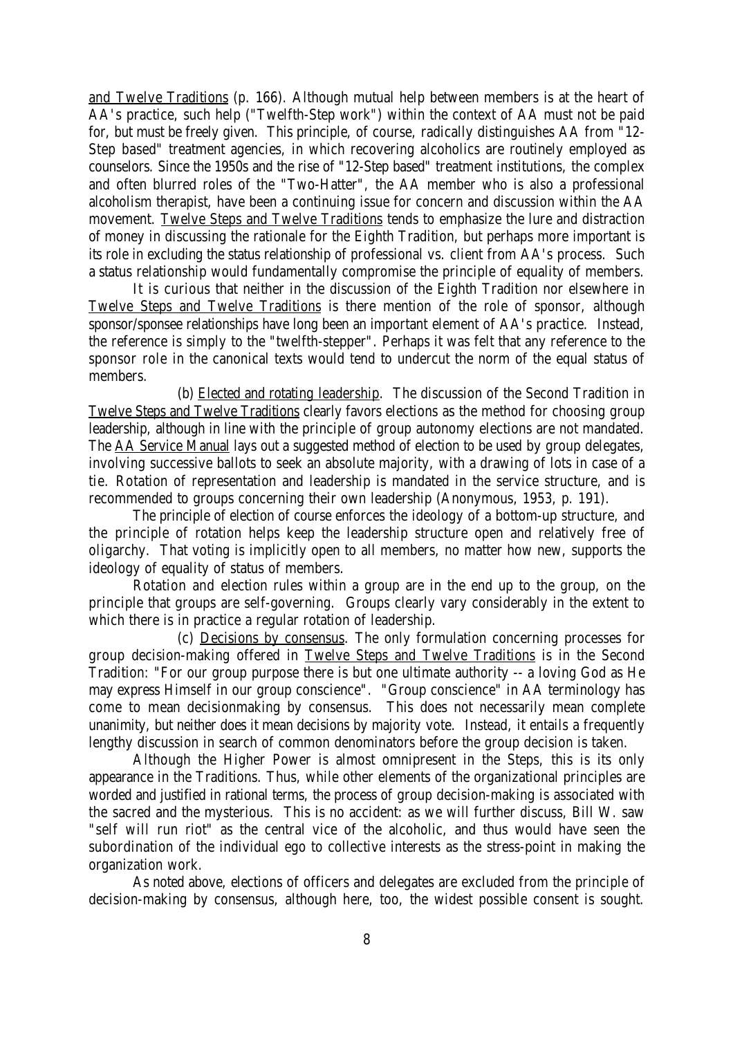and Twelve Traditions (p. 166). Although mutual help between members is at the heart of AA's practice, such help ("Twelfth-Step work") within the context of AA must not be paid for, but must be freely given. This principle, of course, radically distinguishes AA from "12-Step based" treatment agencies, in which recovering alcoholics are routinely employed as counselors. Since the 1950s and the rise of "12-Step based" treatment institutions, the complex and often blurred roles of the "Two-Hatter", the AA member who is also a professional alcoholism therapist, have been a continuing issue for concern and discussion within the AA movement. Twelve Steps and Twelve Traditions tends to emphasize the lure and distraction of money in discussing the rationale for the Eighth Tradition, but perhaps more important is its role in excluding the status relationship of professional vs. client from AA's process. Such a status relationship would fundamentally compromise the principle of equality of members.

It is curious that neither in the discussion of the Eighth Tradition nor elsewhere in Twelve Steps and Twelve Traditions is there mention of the role of sponsor, although sponsor/sponsee relationships have long been an important element of AA's practice. Instead, the reference is simply to the "twelfth-stepper". Perhaps it was felt that any reference to the sponsor role in the canonical texts would tend to undercut the norm of the equal status of members.

(b) Elected and rotating leadership. The discussion of the Second Tradition in Twelve Steps and Twelve Traditions clearly favors elections as the method for choosing group leadership, although in line with the principle of group autonomy elections are not mandated. The AA Service Manual lays out a suggested method of election to be used by group delegates, involving successive ballots to seek an absolute majority, with a drawing of lots in case of a tie. Rotation of representation and leadership is mandated in the service structure, and is recommended to groups concerning their own leadership (Anonymous, 1953, p. 191).

The principle of election of course enforces the ideology of a bottom-up structure, and the principle of rotation helps keep the leadership structure open and relatively free of oligarchy. That voting is implicitly open to all members, no matter how new, supports the ideology of equality of status of members.

Rotation and election rules within a group are in the end up to the group, on the principle that groups are self-governing. Groups clearly vary considerably in the extent to which there is in practice a regular rotation of leadership.

(c) Decisions by consensus. The only formulation concerning processes for group decision-making offered in Twelve Steps and Twelve Traditions is in the Second Tradition: "For our group purpose there is but one ultimate authority -- a loving God as He may express Himself in our group conscience". "Group conscience" in AA terminology has come to mean decisionmaking by consensus. This does not necessarily mean complete unanimity, but neither does it mean decisions by majority vote. Instead, it entails a frequently lengthy discussion in search of common denominators before the group decision is taken.

Although the Higher Power is almost omnipresent in the Steps, this is its only appearance in the Traditions. Thus, while other elements of the organizational principles are worded and justified in rational terms, the process of group decision-making is associated with the sacred and the mysterious. This is no accident: as we will further discuss, Bill W. saw "self will run riot" as the central vice of the alcoholic, and thus would have seen the subordination of the individual ego to collective interests as the stress-point in making the organization work.

As noted above, elections of officers and delegates are excluded from the principle of decision-making by consensus, although here, too, the widest possible consent is sought.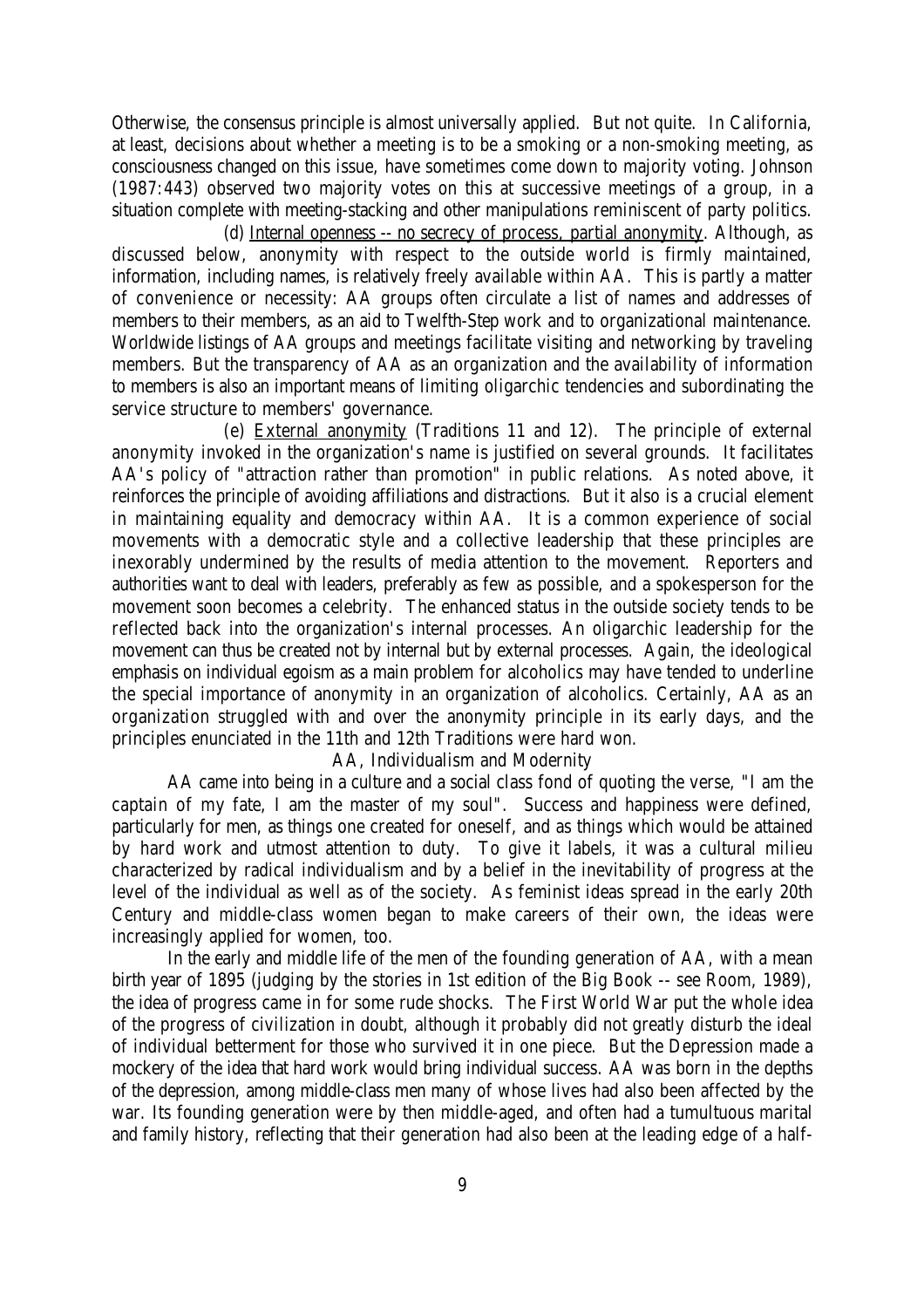Otherwise, the consensus principle is almost universally applied. But not quite. In California, at least, decisions about whether a meeting is to be a smoking or a non-smoking meeting, as consciousness changed on this issue, have sometimes come down to majority voting. Johnson (1987:443) observed two majority votes on this at successive meetings of a group, in a situation complete with meeting-stacking and other manipulations reminiscent of party politics.

(d) Internal openness -- no secrecy of process, partial anonymity. Although, as discussed below, anonymity with respect to the outside world is firmly maintained, information, including names, is relatively freely available within AA. This is partly a matter of convenience or necessity: AA groups often circulate a list of names and addresses of members to their members, as an aid to Twelfth-Step work and to organizational maintenance. Worldwide listings of AA groups and meetings facilitate visiting and networking by traveling members. But the transparency of AA as an organization and the availability of information to members is also an important means of limiting oligarchic tendencies and subordinating the service structure to members' governance.

(e) External anonymity (Traditions 11 and 12). The principle of external anonymity invoked in the organization's name is justified on several grounds. It facilitates AA's policy of "attraction rather than promotion" in public relations. As noted above, it reinforces the principle of avoiding affiliations and distractions. But it also is a crucial element in maintaining equality and democracy within AA. It is a common experience of social movements with a democratic style and a collective leadership that these principles are inexorably undermined by the results of media attention to the movement. Reporters and authorities want to deal with leaders, preferably as few as possible, and a spokesperson for the movement soon becomes a celebrity. The enhanced status in the outside society tends to be reflected back into the organization's internal processes. An oligarchic leadership for the movement can thus be created not by internal but by external processes. Again, the ideological emphasis on individual egoism as a main problem for alcoholics may have tended to underline the special importance of anonymity in an organization of alcoholics. Certainly, AA as an organization struggled with and over the anonymity principle in its early days, and the principles enunciated in the 11th and 12th Traditions were hard won.

## AA, Individualism and Modernity

AA came into being in a culture and a social class fond of quoting the verse, "I am the captain of my fate, I am the master of my soul". Success and happiness were defined, particularly for men, as things one created for oneself, and as things which would be attained by hard work and utmost attention to duty. To give it labels, it was a cultural milieu characterized by radical individualism and by a belief in the inevitability of progress at the level of the individual as well as of the society. As feminist ideas spread in the early 20th Century and middle-class women began to make careers of their own, the ideas were increasingly applied for women, too.

In the early and middle life of the men of the founding generation of AA, with a mean birth year of 1895 (judging by the stories in 1st edition of the Big Book -- see Room, 1989), the idea of progress came in for some rude shocks. The First World War put the whole idea of the progress of civilization in doubt, although it probably did not greatly disturb the ideal of individual betterment for those who survived it in one piece. But the Depression made a mockery of the idea that hard work would bring individual success. AA was born in the depths of the depression, among middle-class men many of whose lives had also been affected by the war. Its founding generation were by then middle-aged, and often had a tumultuous marital and family history, reflecting that their generation had also been at the leading edge of a half-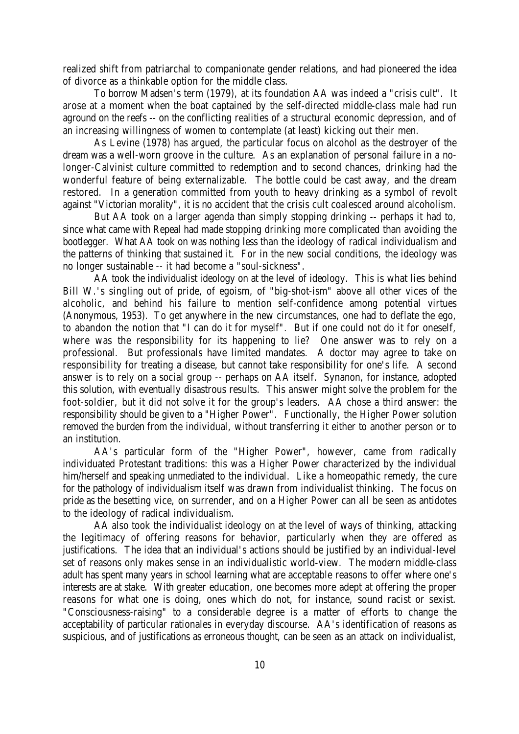realized shift from patriarchal to companionate gender relations, and had pioneered the idea of divorce as a thinkable option for the middle class.

To borrow Madsen's term (1979), at its foundation AA was indeed a "crisis cult". It arose at a moment when the boat captained by the self-directed middle-class male had run aground on the reefs -- on the conflicting realities of a structural economic depression, and of an increasing willingness of women to contemplate (at least) kicking out their men.

As Levine (1978) has argued, the particular focus on alcohol as the destroyer of the dream was a well-worn groove in the culture. As an explanation of personal failure in a no-longer-Calvinist culture committed to redemption and to second chances, drinking had the wonderful feature of being externalizable. The bottle could be cast away, and the dream restored. In a generation committed from youth to heavy drinking as a symbol of revolt against "Victorian morality", it is no accident that the crisis cult coalesced around alcoholism.

But AA took on a larger agenda than simply stopping drinking -- perhaps it had to, since what came with Repeal had made stopping drinking more complicated than avoiding the bootlegger. What AA took on was nothing less than the ideology of radical individualism and the patterns of thinking that sustained it. For in the new social conditions, the ideology was no longer sustainable -- it had become a "soul-sickness".

AA took the individualist ideology on at the level of ideology. This is what lies behind Bill W.'s singling out of pride, of egoism, of "big-shot-ism" above all other vices of the alcoholic, and behind his failure to mention self-confidence among potential virtues (Anonymous, 1953). To get anywhere in the new circumstances, one had to deflate the ego, to abandon the notion that "I can do it for myself". But if one could not do it for oneself, where was the responsibility for its happening to lie? One answer was to rely on a professional. But professionals have limited mandates. A doctor may agree to take on responsibility for treating a disease, but cannot take responsibility for one's life. A second answer is to rely on a social group -- perhaps on AA itself. Synanon, for instance, adopted this solution, with eventually disastrous results. This answer might solve the problem for the foot-soldier, but it did not solve it for the group's leaders. AA chose a third answer: the responsibility should be given to a "Higher Power". Functionally, the Higher Power solution removed the burden from the individual, without transferring it either to another person or to an institution.

AA's particular form of the "Higher Power", however, came from radically individuated Protestant traditions: this was a Higher Power characterized by the individual him/herself and speaking unmediated to the individual. Like a homeopathic remedy, the cure for the pathology of individualism itself was drawn from individualist thinking. The focus on pride as the besetting vice, on surrender, and on a Higher Power can all be seen as antidotes to the ideology of radical individualism.

AA also took the individualist ideology on at the level of ways of thinking, attacking the legitimacy of offering reasons for behavior, particularly when they are offered as justifications. The idea that an individual's actions should be justified by an individual-level set of reasons only makes sense in an individualistic world-view. The modern middle-class adult has spent many years in school learning what are acceptable reasons to offer where one's interests are at stake. With greater education, one becomes more adept at offering the proper reasons for what one is doing, ones which do not, for instance, sound racist or sexist. "Consciousness-raising" to a considerable degree is a matter of efforts to change the acceptability of particular rationales in everyday discourse. AA's identification of reasons as suspicious, and of justifications as erroneous thought, can be seen as an attack on individualist,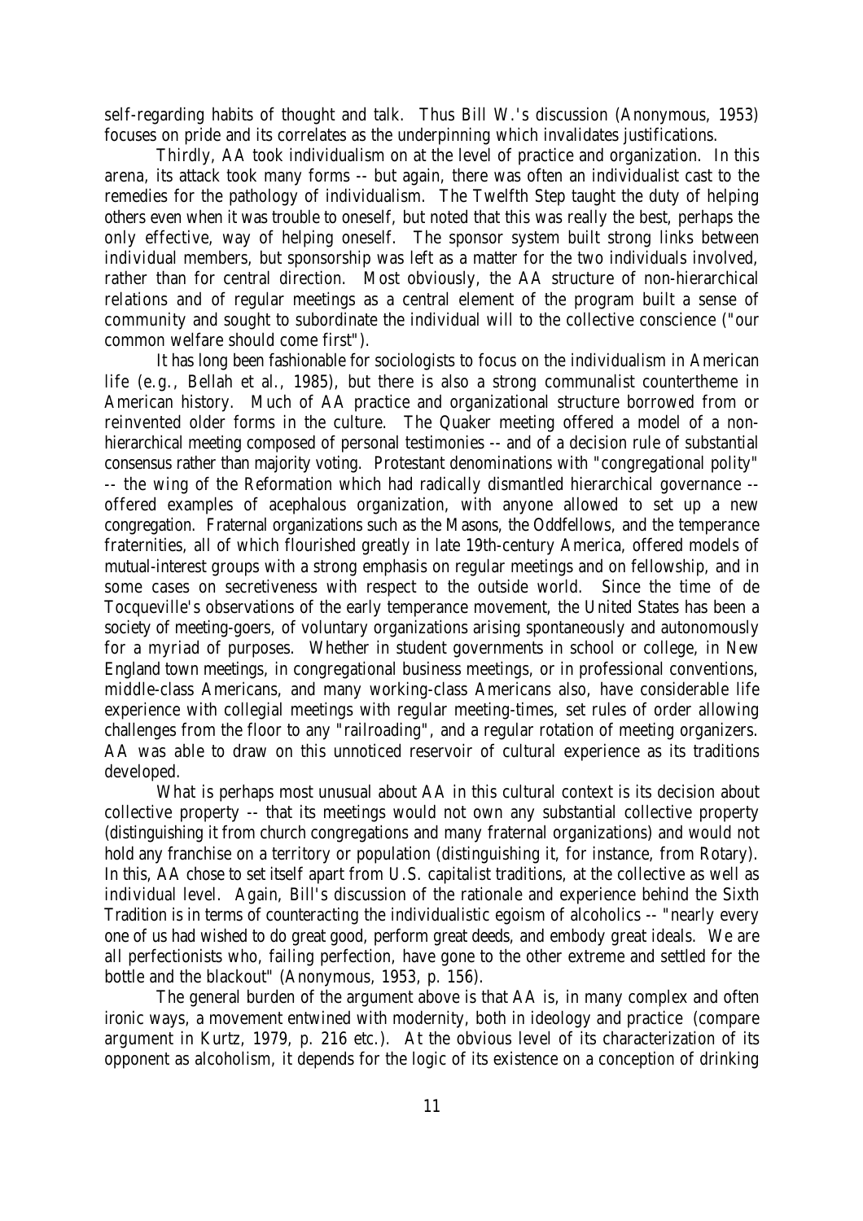self-regarding habits of thought and talk. Thus Bill W.'s discussion (Anonymous, 1953) focuses on pride and its correlates as the underpinning which invalidates justifications.

Thirdly, AA took individualism on at the level of practice and organization. In this arena, its attack took many forms -- but again, there was often an individualist cast to the remedies for the pathology of individualism. The Twelfth Step taught the duty of helping others even when it was trouble to oneself, but noted that this was really the best, perhaps the only effective, way of helping oneself. The sponsor system built strong links between individual members, but sponsorship was left as a matter for the two individuals involved, rather than for central direction. Most obviously, the AA structure of non-hierarchical relations and of regular meetings as a central element of the program built a sense of community and sought to subordinate the individual will to the collective conscience ("our common welfare should come first").

It has long been fashionable for sociologists to focus on the individualism in American life (e.g., Bellah et al., 1985), but there is also a strong communalist countertheme in American history. Much of AA practice and organizational structure borrowed from or reinvented older forms in the culture. The Quaker meeting offered a model of a non-hierarchical meeting composed of personal testimonies -- and of a decision rule of substantial consensus rather than majority voting. Protestant denominations with "congregational polity" -- the wing of the Reformation which had radically dismantled hierarchical governance -- offered examples of acephalous organization, with anyone allowed to set up a new congregation. Fraternal organizations such as the Masons, the Oddfellows, and the temperance fraternities, all of which flourished greatly in late 19th-century America, offered models of mutual-interest groups with a strong emphasis on regular meetings and on fellowship, and in some cases on secretiveness with respect to the outside world. Since the time of de Tocqueville's observations of the early temperance movement, the United States has been a society of meeting-goers, of voluntary organizations arising spontaneously and autonomously for a myriad of purposes. Whether in student governments in school or college, in New England town meetings, in congregational business meetings, or in professional conventions, middle-class Americans, and many working-class Americans also, have considerable life experience with collegial meetings with regular meeting-times, set rules of order allowing challenges from the floor to any "railroading", and a regular rotation of meeting organizers. AA was able to draw on this unnoticed reservoir of cultural experience as its traditions developed.

What is perhaps most unusual about AA in this cultural context is its decision about collective property -- that its meetings would not own any substantial collective property (distinguishing it from church congregations and many fraternal organizations) and would not hold any franchise on a territory or population (distinguishing it, for instance, from Rotary). In this, AA chose to set itself apart from U.S. capitalist traditions, at the collective as well as individual level. Again, Bill's discussion of the rationale and experience behind the Sixth Tradition is in terms of counteracting the individualistic egoism of alcoholics -- "nearly every one of us had wished to do great good, perform great deeds, and embody great ideals. We are all perfectionists who, failing perfection, have gone to the other extreme and settled for the bottle and the blackout" (Anonymous, 1953, p. 156).

The general burden of the argument above is that AA is, in many complex and often ironic ways, a movement entwined with modernity, both in ideology and practice (compare argument in Kurtz, 1979, p. 216 etc.). At the obvious level of its characterization of its opponent as alcoholism, it depends for the logic of its existence on a conception of drinking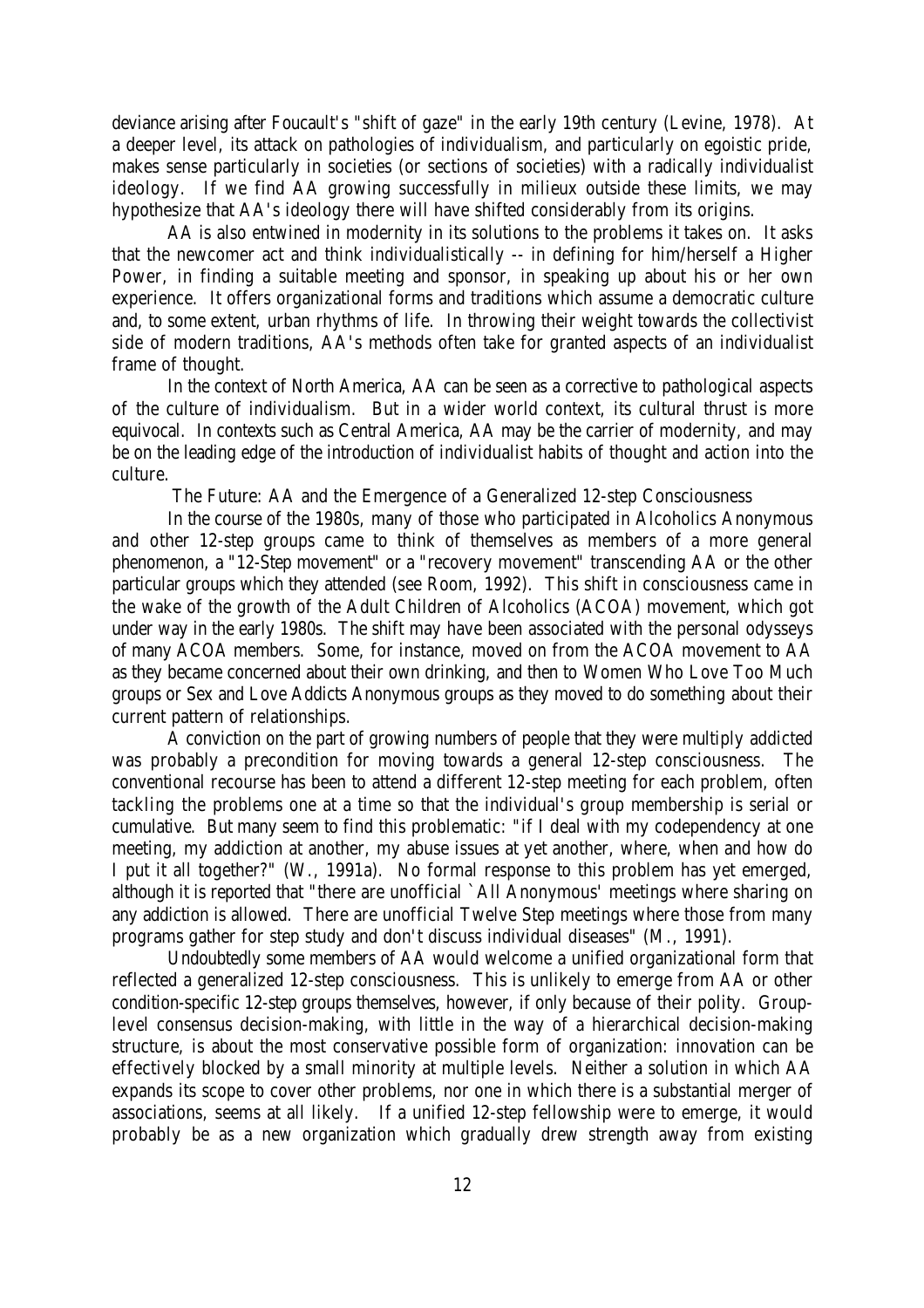deviance arising after Foucault's "shift of gaze" in the early 19th century (Levine, 1978). At a deeper level, its attack on pathologies of individualism, and particularly on egoistic pride, makes sense particularly in societies (or sections of societies) with a radically individualist ideology. If we find AA growing successfully in milieux outside these limits, we may hypothesize that AA's ideology there will have shifted considerably from its origins.

AA is also entwined in modernity in its solutions to the problems it takes on. It asks that the newcomer act and think individualistically -- in defining for him/herself a Higher Power, in finding a suitable meeting and sponsor, in speaking up about his or her own experience. It offers organizational forms and traditions which assume a democratic culture and, to some extent, urban rhythms of life. In throwing their weight towards the collectivist side of modern traditions, AA's methods often take for granted aspects of an individualist frame of thought.

In the context of North America, AA can be seen as a corrective to pathological aspects of the culture of individualism. But in a wider world context, its cultural thrust is more equivocal. In contexts such as Central America, AA may be the carrier of modernity, and may be on the leading edge of the introduction of individualist habits of thought and action into the culture.

## The Future: AA and the Emergence of a Generalized 12-step Consciousness

In the course of the 1980s, many of those who participated in Alcoholics Anonymous and other 12-step groups came to think of themselves as members of a more general phenomenon, a "12-Step movement" or a "recovery movement" transcending AA or the other particular groups which they attended (see Room, 1992). This shift in consciousness came in the wake of the growth of the Adult Children of Alcoholics (ACOA) movement, which got under way in the early 1980s. The shift may have been associated with the personal odysseys of many ACOA members. Some, for instance, moved on from the ACOA movement to AA as they became concerned about their own drinking, and then to Women Who Love Too Much groups or Sex and Love Addicts Anonymous groups as they moved to do something about their current pattern of relationships.

A conviction on the part of growing numbers of people that they were multiply addicted was probably a precondition for moving towards a general 12-step consciousness. The conventional recourse has been to attend a different 12-step meeting for each problem, often tackling the problems one at a time so that the individual's group membership is serial or cumulative. But many seem to find this problematic: "if I deal with my codependency at one meeting, my addiction at another, my abuse issues at yet another, where, when and how do I put it all together?" (W., 1991a). No formal response to this problem has yet emerged, although it is reported that "there are unofficial `All Anonymous' meetings where sharing on any addiction is allowed. There are unofficial Twelve Step meetings where those from many programs gather for step study and don't discuss individual diseases" (M., 1991).

Undoubtedly some members of AA would welcome a unified organizational form that reflected a generalized 12-step consciousness. This is unlikely to emerge from AA or other condition-specific 12-step groups themselves, however, if only because of their polity. Group-level consensus decision-making, with little in the way of a hierarchical decision-making structure, is about the most conservative possible form of organization: innovation can be effectively blocked by a small minority at multiple levels. Neither a solution in which AA expands its scope to cover other problems, nor one in which there is a substantial merger of associations, seems at all likely. If a unified 12-step fellowship were to emerge, it would probably be as a new organization which gradually drew strength away from existing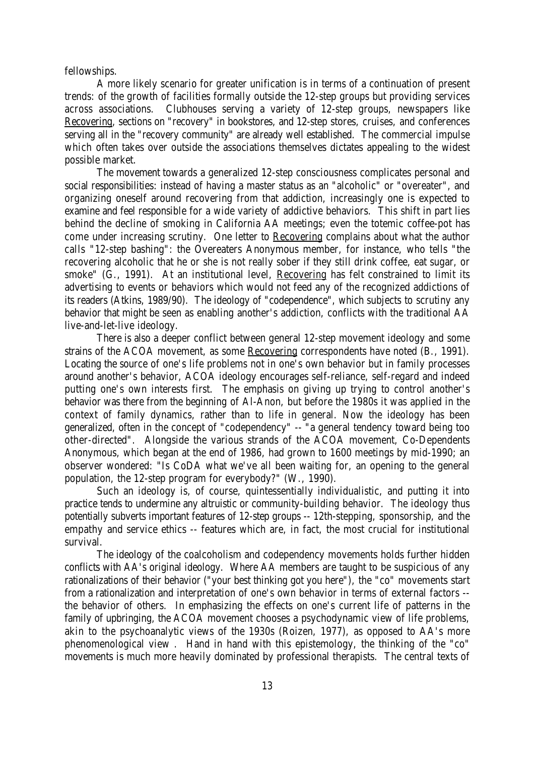fellowships.

A more likely scenario for greater unification is in terms of a continuation of present trends: of the growth of facilities formally outside the 12-step groups but providing services across associations. Clubhouses serving a variety of 12-step groups, newspapers like Recovering, sections on "recovery" in bookstores, and 12-step stores, cruises, and conferences serving all in the "recovery community" are already well established. The commercial impulse which often takes over outside the associations themselves dictates appealing to the widest possible market.

The movement towards a generalized 12-step consciousness complicates personal and social responsibilities: instead of having a master status as an "alcoholic" or "overeater", and organizing oneself around recovering from that addiction, increasingly one is expected to examine and feel responsible for a wide variety of addictive behaviors. This shift in part lies behind the decline of smoking in California AA meetings; even the totemic coffee-pot has come under increasing scrutiny. One letter to Recovering complains about what the author calls "12-step bashing": the Overeaters Anonymous member, for instance, who tells "the recovering alcoholic that he or she is not really sober if they still drink coffee, eat sugar, or smoke" (G., 1991). At an institutional level, Recovering has felt constrained to limit its advertising to events or behaviors which would not feed any of the recognized addictions of its readers (Atkins, 1989/90). The ideology of "codependence", which subjects to scrutiny any behavior that might be seen as enabling another's addiction, conflicts with the traditional AA live-and-let-live ideology.

There is also a deeper conflict between general 12-step movement ideology and some strains of the ACOA movement, as some Recovering correspondents have noted (B., 1991). Locating the source of one's life problems not in one's own behavior but in family processes around another's behavior, ACOA ideology encourages self-reliance, self-regard and indeed putting one's own interests first. The emphasis on giving up trying to control another's behavior was there from the beginning of Al-Anon, but before the 1980s it was applied in the context of family dynamics, rather than to life in general. Now the ideology has been generalized, often in the concept of "codependency" -- "a general tendency toward being too other-directed". Alongside the various strands of the ACOA movement, Co-Dependents Anonymous, which began at the end of 1986, had grown to 1600 meetings by mid-1990; an observer wondered: "Is CoDA what we've all been waiting for, an opening to the general population, the 12-step program for everybody?" (W., 1990).

Such an ideology is, of course, quintessentially individualistic, and putting it into practice tends to undermine any altruistic or community-building behavior. The ideology thus potentially subverts important features of 12-step groups -- 12th-stepping, sponsorship, and the empathy and service ethics -- features which are, in fact, the most crucial for institutional survival.

The ideology of the coalcoholism and codependency movements holds further hidden conflicts with AA's original ideology. Where AA members are taught to be suspicious of any rationalizations of their behavior ("your best thinking got you here"), the "co" movements start from a rationalization and interpretation of one's own behavior in terms of external factors -- the behavior of others. In emphasizing the effects on one's current life of patterns in the family of upbringing, the ACOA movement chooses a psychodynamic view of life problems, akin to the psychoanalytic views of the 1930s (Roizen, 1977), as opposed to AA's more phenomenological view . Hand in hand with this epistemology, the thinking of the "co" movements is much more heavily dominated by professional therapists. The central texts of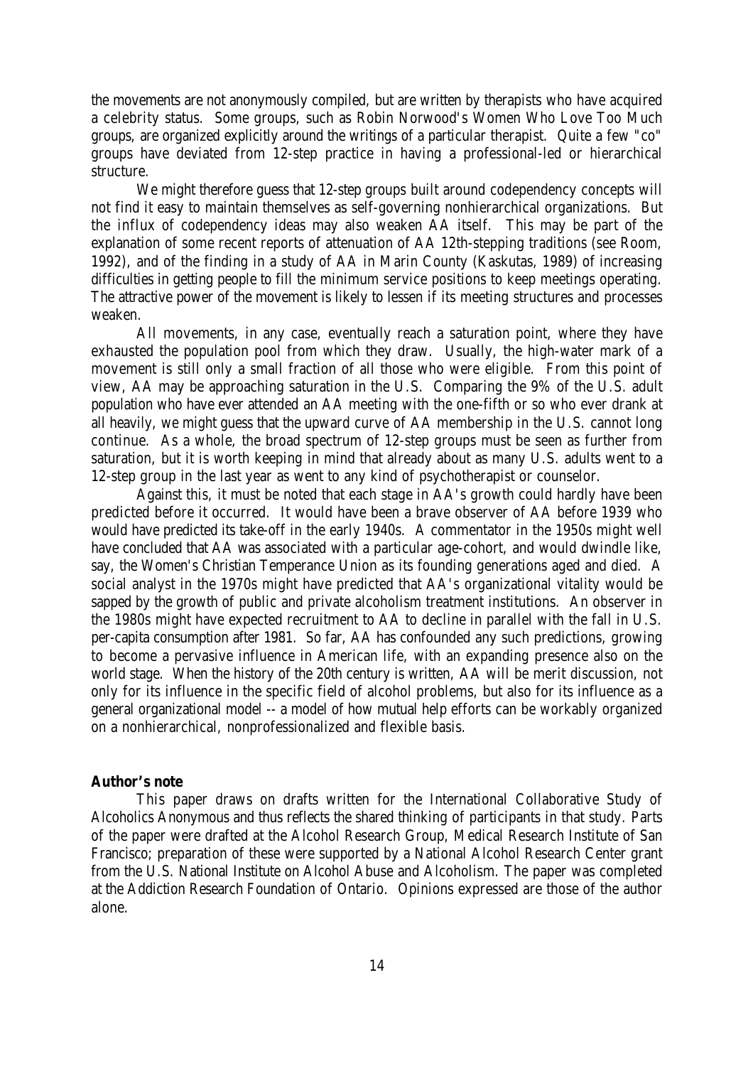the movements are not anonymously compiled, but are written by therapists who have acquired a celebrity status. Some groups, such as Robin Norwood's Women Who Love Too Much groups, are organized explicitly around the writings of a particular therapist. Quite a few "co" groups have deviated from 12-step practice in having a professional-led or hierarchical structure.

We might therefore guess that 12-step groups built around codependency concepts will not find it easy to maintain themselves as self-governing nonhierarchical organizations. But the influx of codependency ideas may also weaken AA itself. This may be part of the explanation of some recent reports of attenuation of AA 12th-stepping traditions (see Room, 1992), and of the finding in a study of AA in Marin County (Kaskutas, 1989) of increasing difficulties in getting people to fill the minimum service positions to keep meetings operating. The attractive power of the movement is likely to lessen if its meeting structures and processes weaken.

All movements, in any case, eventually reach a saturation point, where they have exhausted the population pool from which they draw. Usually, the high-water mark of a movement is still only a small fraction of all those who were eligible. From this point of view, AA may be approaching saturation in the U.S. Comparing the 9% of the U.S. adult population who have ever attended an AA meeting with the one-fifth or so who ever drank at all heavily, we might guess that the upward curve of AA membership in the U.S. cannot long continue. As a whole, the broad spectrum of 12-step groups must be seen as further from saturation, but it is worth keeping in mind that already about as many U.S. adults went to a 12-step group in the last year as went to any kind of psychotherapist or counselor.

Against this, it must be noted that each stage in AA's growth could hardly have been predicted before it occurred. It would have been a brave observer of AA before 1939 who would have predicted its take-off in the early 1940s. A commentator in the 1950s might well have concluded that AA was associated with a particular age-cohort, and would dwindle like, say, the Women's Christian Temperance Union as its founding generations aged and died. A social analyst in the 1970s might have predicted that AA's organizational vitality would be sapped by the growth of public and private alcoholism treatment institutions. An observer in the 1980s might have expected recruitment to AA to decline in parallel with the fall in U.S. per-capita consumption after 1981. So far, AA has confounded any such predictions, growing to become a pervasive influence in American life, with an expanding presence also on the world stage. When the history of the 20th century is written, AA will be merit discussion, not only for its influence in the specific field of alcohol problems, but also for its influence as a general organizational model -- a model of how mutual help efforts can be workably organized on a nonhierarchical, nonprofessionalized and flexible basis.

**Author's note**

This paper draws on drafts written for the International Collaborative Study of Alcoholics Anonymous and thus reflects the shared thinking of participants in that study. Parts of the paper were drafted at the Alcohol Research Group, Medical Research Institute of San Francisco; preparation of these were supported by a National Alcohol Research Center grant from the U.S. National Institute on Alcohol Abuse and Alcoholism. The paper was completed at the Addiction Research Foundation of Ontario. Opinions expressed are those of the author alone.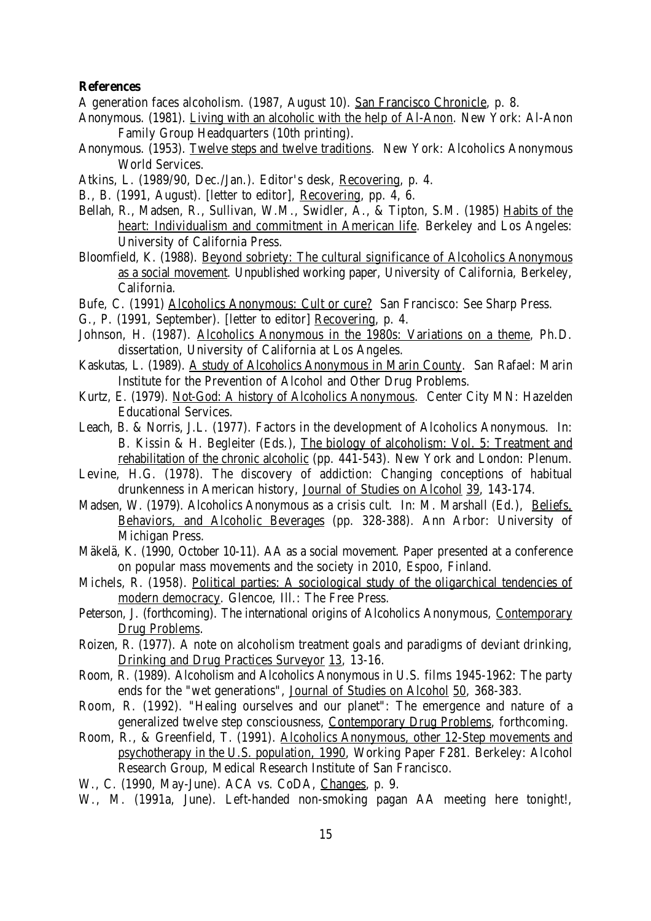**References**

A generation faces alcoholism. (1987, August 10). San Francisco Chronicle, p. 8.

Anonymous. (1981). Living with an alcoholic with the help of Al-Anon. New York: Al-Anon Family Group Headquarters (10th printing).

Anonymous. (1953). Twelve steps and twelve traditions. New York: Alcoholics Anonymous World Services.

Atkins, L. (1989/90, Dec./Jan.). Editor's desk, Recovering, p. 4.

B., B. (1991, August). [letter to editor], Recovering, pp. 4, 6.

Bellah, R., Madsen, R., Sullivan, W.M., Swidler, A., & Tipton, S.M. (1985) Habits of the heart: Individualism and commitment in American life. Berkeley and Los Angeles: University of California Press.

Bloomfield, K. (1988). Beyond sobriety: The cultural significance of Alcoholics Anonymous as a social movement. Unpublished working paper, University of California, Berkeley, California.

Bufe, C. (1991) Alcoholics Anonymous: Cult or cure? San Francisco: See Sharp Press.

G., P. (1991, September). [letter to editor] Recovering, p. 4.

Johnson, H. (1987). Alcoholics Anonymous in the 1980s: Variations on a theme, Ph.D. dissertation, University of California at Los Angeles.

Kaskutas, L. (1989). A study of Alcoholics Anonymous in Marin County. San Rafael: Marin Institute for the Prevention of Alcohol and Other Drug Problems.

Kurtz, E. (1979). Not-God: A history of Alcoholics Anonymous. Center City MN: Hazelden Educational Services.

Leach, B. & Norris, J.L. (1977). Factors in the development of Alcoholics Anonymous. In: B. Kissin & H. Begleiter (Eds.), The biology of alcoholism: Vol. 5: Treatment and rehabilitation of the chronic alcoholic (pp. 441-543). New York and London: Plenum.

Levine, H.G. (1978). The discovery of addiction: Changing conceptions of habitual drunkenness in American history, Journal of Studies on Alcohol 39, 143-174.

Madsen, W. (1979). Alcoholics Anonymous as a crisis cult. In: M. Marshall (Ed.), Beliefs, Behaviors, and Alcoholic Beverages (pp. 328-388). Ann Arbor: University of Michigan Press.

Mäkelä, K. (1990, October 10-11). AA as a social movement. Paper presented at a conference on popular mass movements and the society in 2010, Espoo, Finland.

Michels, R. (1958). Political parties: A sociological study of the oligarchical tendencies of modern democracy. Glencoe, Ill.: The Free Press.

Peterson, J. (forthcoming). The international origins of Alcoholics Anonymous, Contemporary Drug Problems.

Roizen, R. (1977). A note on alcoholism treatment goals and paradigms of deviant drinking, Drinking and Drug Practices Surveyor 13, 13-16.

Room, R. (1989). Alcoholism and Alcoholics Anonymous in U.S. films 1945-1962: The party ends for the "wet generations", Journal of Studies on Alcohol 50, 368-383.

Room, R. (1992). "Healing ourselves and our planet": The emergence and nature of a generalized twelve step consciousness, Contemporary Drug Problems, forthcoming.

Room, R., & Greenfield, T. (1991). Alcoholics Anonymous, other 12-Step movements and psychotherapy in the U.S. population, 1990, Working Paper F281. Berkeley: Alcohol Research Group, Medical Research Institute of San Francisco.

W., C. (1990, May-June). ACA vs. CoDA, Changes, p. 9.

W., M. (1991a, June). Left-handed non-smoking pagan AA meeting here tonight!,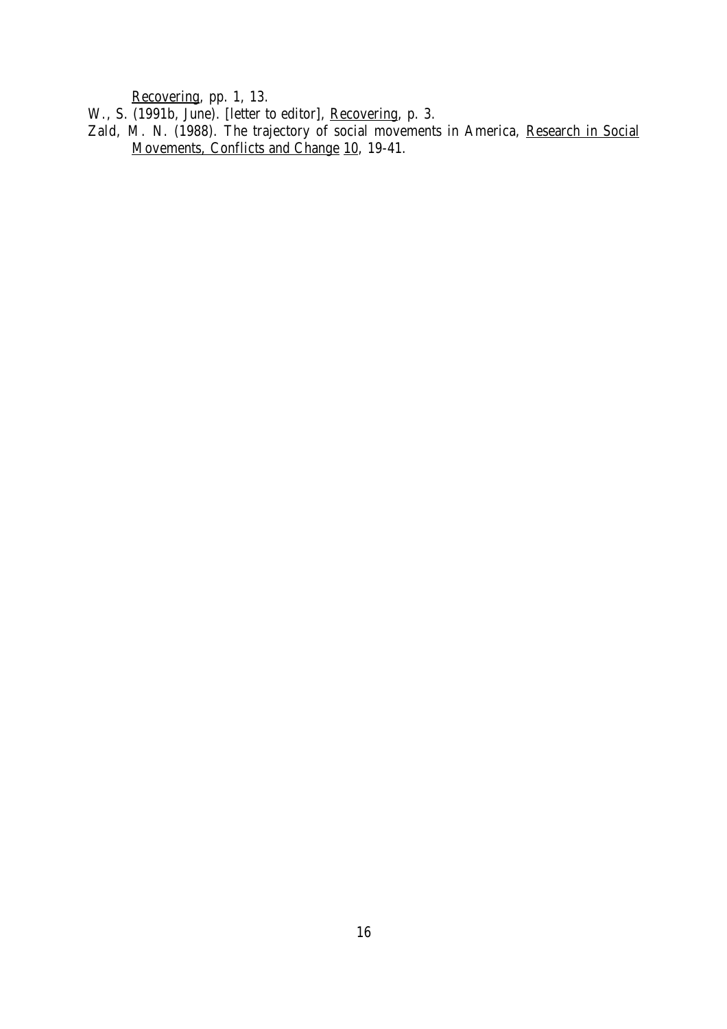Recovering, pp. 1, 13.

W., S. (1991b, June). [letter to editor], Recovering, p. 3.

Zald, M. N. (1988). The trajectory of social movements in America, Research in Social Movements, Conflicts and Change 10, 19-41.